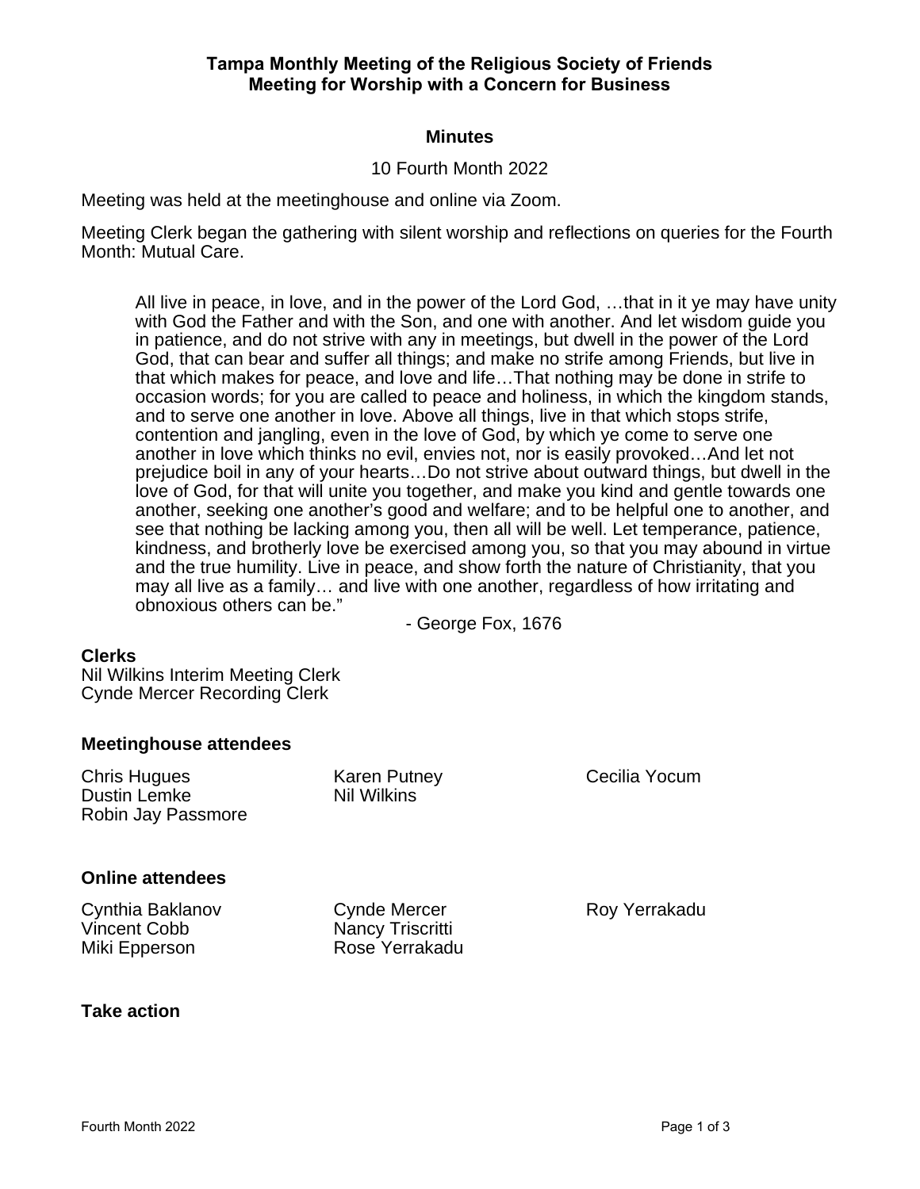# Tampa Monthly Meeting of the Religious Society of Friends
# Meeting for Worship with a Concern for Business

## Minutes

10 Fourth Month 2022

Meeting was held at the meetinghouse and online via Zoom.

Meeting Clerk began the gathering with silent worship and reflections on queries for the Fourth Month: Mutual Care.

> All live in peace, in love, and in the power of the Lord God, …that in it ye may have unity with God the Father and with the Son, and one with another. And let wisdom guide you in patience, and do not strive with any in meetings, but dwell in the power of the Lord God, that can bear and suffer all things; and make no strife among Friends, but live in that which makes for peace, and love and life…That nothing may be done in strife to occasion words; for you are called to peace and holiness, in which the kingdom stands, and to serve one another in love. Above all things, live in that which stops strife, contention and jangling, even in the love of God, by which ye come to serve one another in love which thinks no evil, envies not, nor is easily provoked…And let not prejudice boil in any of your hearts…Do not strive about outward things, but dwell in the love of God, for that will unite you together, and make you kind and gentle towards one another, seeking one another's good and welfare; and to be helpful one to another, and see that nothing be lacking among you, then all will be well. Let temperance, patience, kindness, and brotherly love be exercised among you, so that you may abound in virtue and the true humility. Live in peace, and show forth the nature of Christianity, that you may all live as a family… and live with one another, regardless of how irritating and obnoxious others can be."
>
> - George Fox, 1676

### Clerks

Nil Wilkins Interim Meeting Clerk
Cynde Mercer Recording Clerk

### Meetinghouse attendees

Chris Hugues
Dustin Lemke
Robin Jay Passmore
Karen Putney
Nil Wilkins
Cecilia Yocum

### Online attendees

Cynthia Baklanov
Vincent Cobb
Miki Epperson
Cynde Mercer
Nancy Triscritti
Rose Yerrakadu
Roy Yerrakadu

### Take action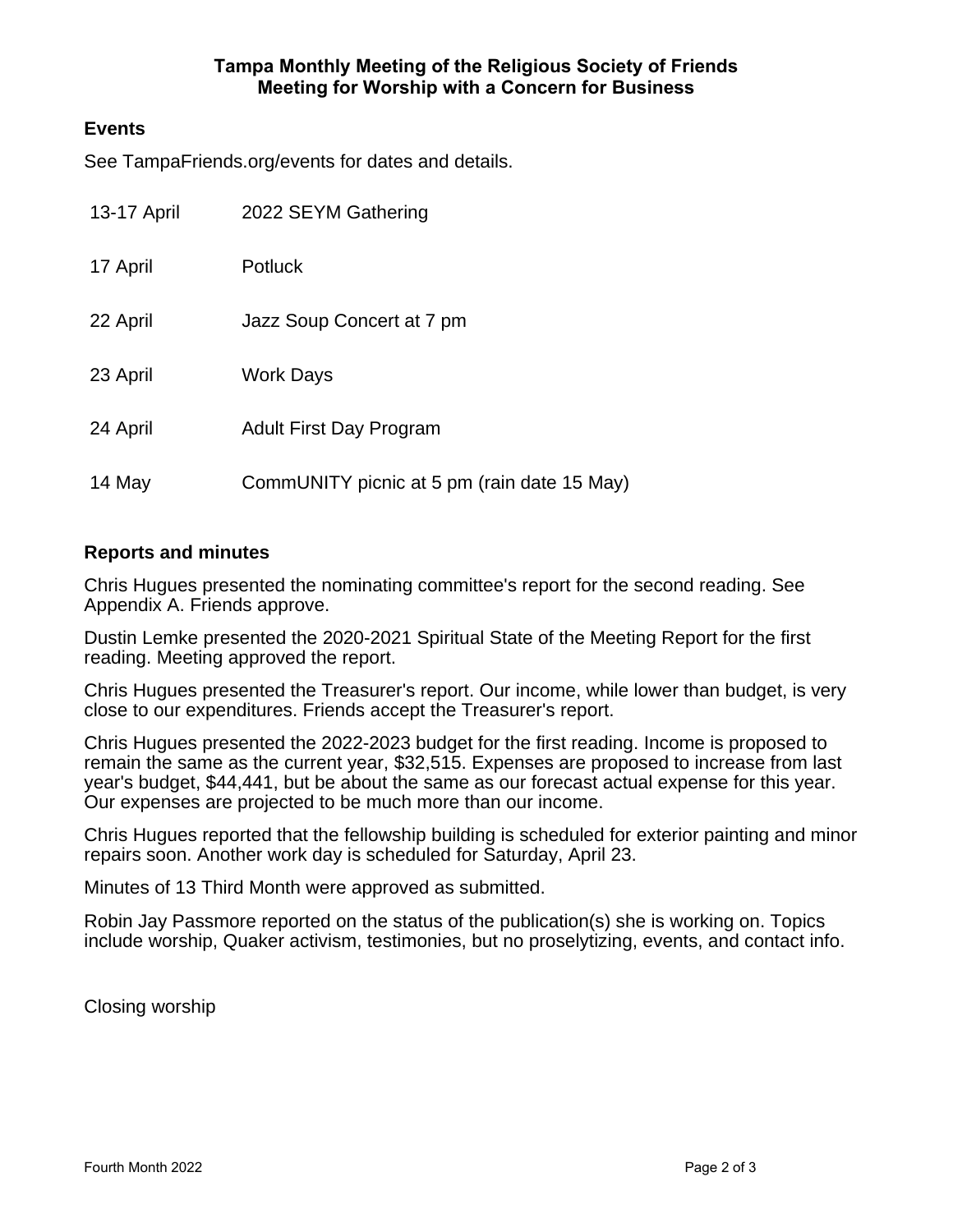**Tampa Monthly Meeting of the Religious Society of Friends**
**Meeting for Worship with a Concern for Business**

## Events

See TampaFriends.org/events for dates and details.

| | |
|---|---|
| 13-17 April | 2022 SEYM Gathering |
| 17 April | Potluck |
| 22 April | Jazz Soup Concert at 7 pm |
| 23 April | Work Days |
| 24 April | Adult First Day Program |
| 14 May | CommUNITY picnic at 5 pm (rain date 15 May) |

## Reports and minutes

Chris Hugues presented the nominating committee's report for the second reading. See Appendix A. Friends approve.

Dustin Lemke presented the 2020-2021 Spiritual State of the Meeting Report for the first reading. Meeting approved the report.

Chris Hugues presented the Treasurer's report. Our income, while lower than budget, is very close to our expenditures. Friends accept the Treasurer's report.

Chris Hugues presented the 2022-2023 budget for the first reading. Income is proposed to remain the same as the current year, $32,515. Expenses are proposed to increase from last year's budget, $44,441, but be about the same as our forecast actual expense for this year. Our expenses are projected to be much more than our income.

Chris Hugues reported that the fellowship building is scheduled for exterior painting and minor repairs soon. Another work day is scheduled for Saturday, April 23.

Minutes of 13 Third Month were approved as submitted.

Robin Jay Passmore reported on the status of the publication(s) she is working on. Topics include worship, Quaker activism, testimonies, but no proselytizing, events, and contact info.

Closing worship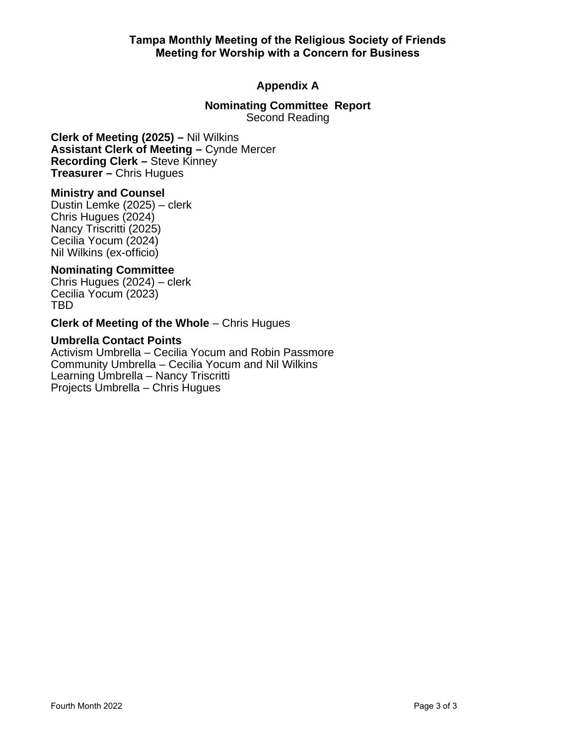**Tampa Monthly Meeting of the Religious Society of Friends**
**Meeting for Worship with a Concern for Business**

## Appendix A

### Nominating Committee Report

Second Reading

**Clerk of Meeting (2025) –** Nil Wilkins
**Assistant Clerk of Meeting –** Cynde Mercer
**Recording Clerk –** Steve Kinney
**Treasurer –** Chris Hugues

**Ministry and Counsel**
Dustin Lemke (2025) – clerk
Chris Hugues (2024)
Nancy Triscritti (2025)
Cecilia Yocum (2024)
Nil Wilkins (ex-officio)

**Nominating Committee**
Chris Hugues (2024) – clerk
Cecilia Yocum (2023)
TBD

**Clerk of Meeting of the Whole** – Chris Hugues

**Umbrella Contact Points**
Activism Umbrella – Cecilia Yocum and Robin Passmore
Community Umbrella – Cecilia Yocum and Nil Wilkins
Learning Umbrella – Nancy Triscritti
Projects Umbrella – Chris Hugues